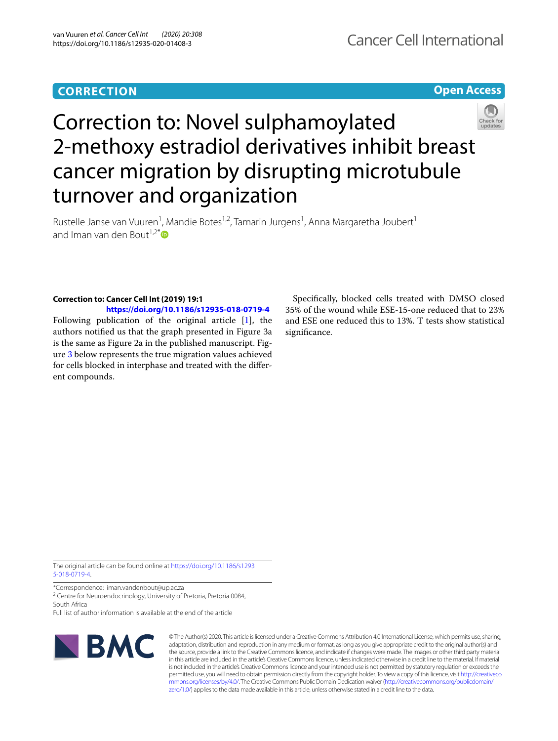**CORRECTION**

**Open Access**

# Correction to: Novel sulphamoylated 2-methoxy estradiol derivatives inhibit breast cancer migration by disrupting microtubule turnover and organization

Rustelle Janse van Vuuren[1], Mandie Botes[1,2], Tamarin Jurgens[1], Anna Margaretha Joubert[1] and Iman van den Bout[1,2*]

**Correction to: Cancer Cell Int (2019) 19:1**
**https://doi.org/10.1186/s12935-018-0719-4**

Following publication of the original article [1], the authors notified us that the graph presented in Figure 3a is the same as Figure 2a in the published manuscript. Figure 3 below represents the true migration values achieved for cells blocked in interphase and treated with the different compounds.

Specifically, blocked cells treated with DMSO closed 35% of the wound while ESE-15-one reduced that to 23% and ESE one reduced this to 13%. T tests show statistical significance.

The original article can be found online at https://doi.org/10.1186/s12935-018-0719-4.

*Correspondence: iman.vandenbout@up.ac.za

[2] Centre for Neuroendocrinology, University of Pretoria, Pretoria 0084, South Africa

Full list of author information is available at the end of the article

© The Author(s) 2020. This article is licensed under a Creative Commons Attribution 4.0 International License, which permits use, sharing, adaptation, distribution and reproduction in any medium or format, as long as you give appropriate credit to the original author(s) and the source, provide a link to the Creative Commons licence, and indicate if changes were made. The images or other third party material in this article are included in the article's Creative Commons licence, unless indicated otherwise in a credit line to the material. If material is not included in the article's Creative Commons licence and your intended use is not permitted by statutory regulation or exceeds the permitted use, you will need to obtain permission directly from the copyright holder. To view a copy of this licence, visit http://creativecommons.org/licenses/by/4.0/. The Creative Commons Public Domain Dedication waiver (http://creativecommons.org/publicdomain/zero/1.0/) applies to the data made available in this article, unless otherwise stated in a credit line to the data.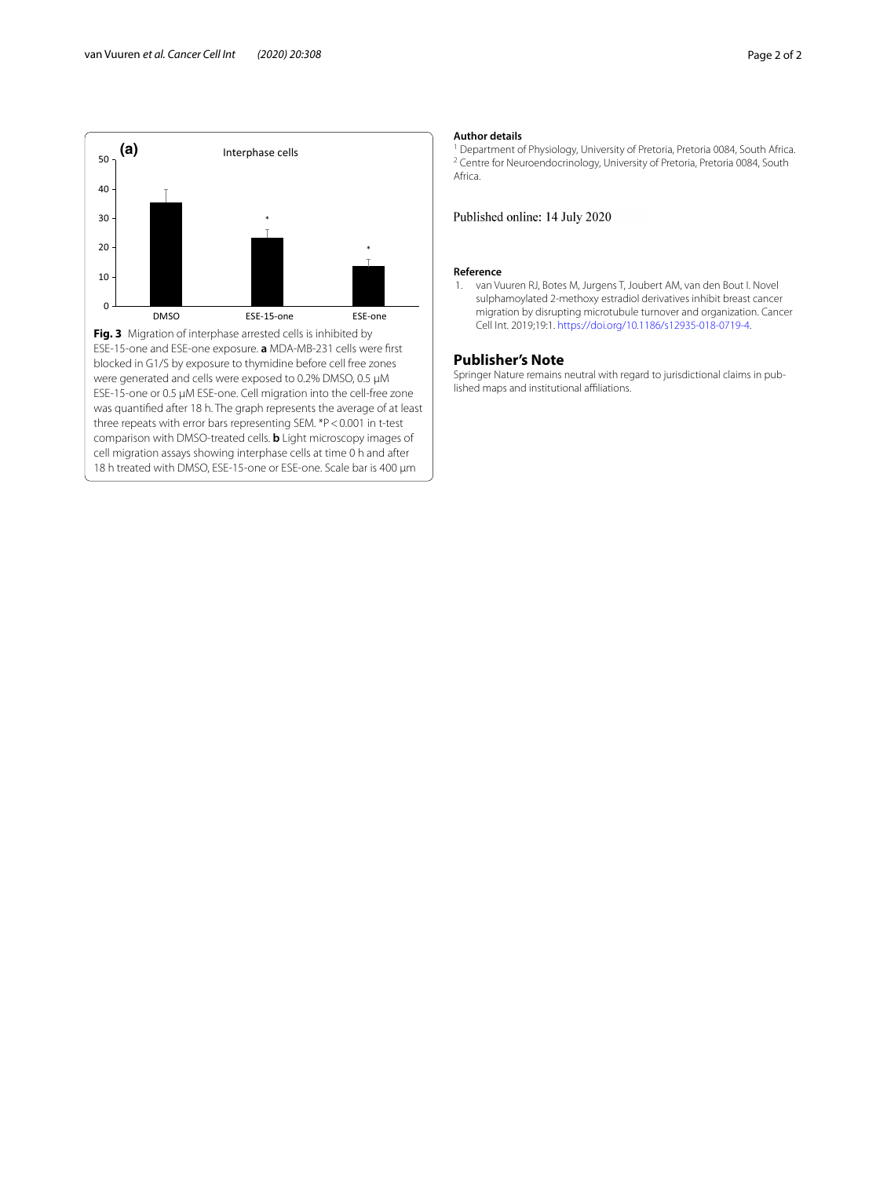(a)

Interphase cells

50
40
30
20
10
0

*
*

DMSO
ESE-15-one
ESE-one

**Fig. 3** Migration of interphase arrested cells is inhibited by ESE-15-one and ESE-one exposure. **a** MDA-MB-231 cells were first blocked in G1/S by exposure to thymidine before cell free zones were generated and cells were exposed to 0.2% DMSO, 0.5 µM ESE-15-one or 0.5 µM ESE-one. Cell migration into the cell-free zone was quantified after 18 h. The graph represents the average of at least three repeats with error bars representing SEM. *P < 0.001 in t-test comparison with DMSO-treated cells. **b** Light microscopy images of cell migration assays showing interphase cells at time 0 h and after 18 h treated with DMSO, ESE-15-one or ESE-one. Scale bar is 400 µm

### Author details

[1] Department of Physiology, University of Pretoria, Pretoria 0084, South Africa. [2] Centre for Neuroendocrinology, University of Pretoria, Pretoria 0084, South Africa.

Published online: 14 July 2020

### Reference

1. van Vuuren RJ, Botes M, Jurgens T, Joubert AM, van den Bout I. Novel sulphamoylated 2-methoxy estradiol derivatives inhibit breast cancer migration by disrupting microtubule turnover and organization. Cancer Cell Int. 2019;19:1. https://doi.org/10.1186/s12935-018-0719-4.

## Publisher's Note

Springer Nature remains neutral with regard to jurisdictional claims in published maps and institutional affiliations.